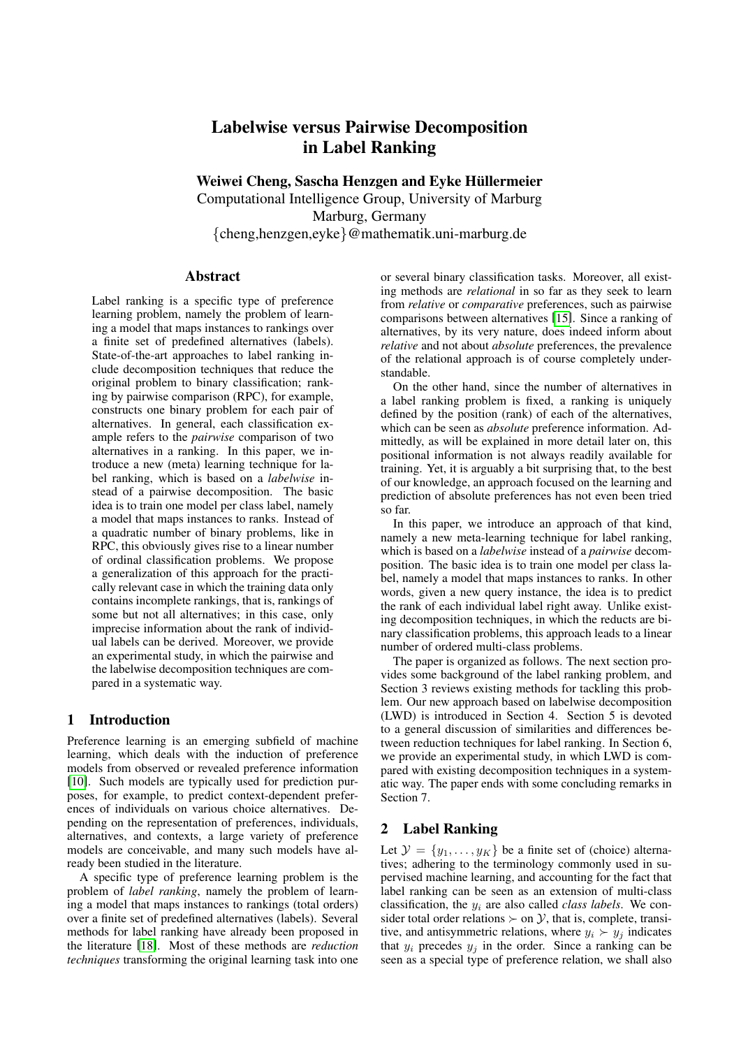# Labelwise versus Pairwise Decomposition in Label Ranking

**Weiwei Cheng, Sascha Henzgen and Eyke Hüllermeier**

Computational Intelligence Group, University of Marburg
Marburg, Germany
{cheng,henzgen,eyke}@mathematik.uni-marburg.de

## Abstract

Label ranking is a specific type of preference learning problem, namely the problem of learning a model that maps instances to rankings over a finite set of predefined alternatives (labels). State-of-the-art approaches to label ranking include decomposition techniques that reduce the original problem to binary classification; ranking by pairwise comparison (RPC), for example, constructs one binary problem for each pair of alternatives. In general, each classification example refers to the *pairwise* comparison of two alternatives in a ranking. In this paper, we introduce a new (meta) learning technique for label ranking, which is based on a *labelwise* instead of a pairwise decomposition. The basic idea is to train one model per class label, namely a model that maps instances to ranks. Instead of a quadratic number of binary problems, like in RPC, this obviously gives rise to a linear number of ordinal classification problems. We propose a generalization of this approach for the practically relevant case in which the training data only contains incomplete rankings, that is, rankings of some but not all alternatives; in this case, only imprecise information about the rank of individual labels can be derived. Moreover, we provide an experimental study, in which the pairwise and the labelwise decomposition techniques are compared in a systematic way.

## 1 Introduction

Preference learning is an emerging subfield of machine learning, which deals with the induction of preference models from observed or revealed preference information [10]. Such models are typically used for prediction purposes, for example, to predict context-dependent preferences of individuals on various choice alternatives. Depending on the representation of preferences, individuals, alternatives, and contexts, a large variety of preference models are conceivable, and many such models have already been studied in the literature.

A specific type of preference learning problem is the problem of *label ranking*, namely the problem of learning a model that maps instances to rankings (total orders) over a finite set of predefined alternatives (labels). Several methods for label ranking have already been proposed in the literature [18]. Most of these methods are *reduction techniques* transforming the original learning task into one or several binary classification tasks. Moreover, all existing methods are *relational* in so far as they seek to learn from *relative* or *comparative* preferences, such as pairwise comparisons between alternatives [15]. Since a ranking of alternatives, by its very nature, does indeed inform about *relative* and not about *absolute* preferences, the prevalence of the relational approach is of course completely understandable.

On the other hand, since the number of alternatives in a label ranking problem is fixed, a ranking is uniquely defined by the position (rank) of each of the alternatives, which can be seen as *absolute* preference information. Admittedly, as will be explained in more detail later on, this positional information is not always readily available for training. Yet, it is arguably a bit surprising that, to the best of our knowledge, an approach focused on the learning and prediction of absolute preferences has not even been tried so far.

In this paper, we introduce an approach of that kind, namely a new meta-learning technique for label ranking, which is based on a *labelwise* instead of a *pairwise* decomposition. The basic idea is to train one model per class label, namely a model that maps instances to ranks. In other words, given a new query instance, the idea is to predict the rank of each individual label right away. Unlike existing decomposition techniques, in which the reducts are binary classification problems, this approach leads to a linear number of ordered multi-class problems.

The paper is organized as follows. The next section provides some background of the label ranking problem, and Section 3 reviews existing methods for tackling this problem. Our new approach based on labelwise decomposition (LWD) is introduced in Section 4. Section 5 is devoted to a general discussion of similarities and differences between reduction techniques for label ranking. In Section 6, we provide an experimental study, in which LWD is compared with existing decomposition techniques in a systematic way. The paper ends with some concluding remarks in Section 7.

## 2 Label Ranking

Let $\mathcal{Y} = \{y_1, \ldots, y_K\}$ be a finite set of (choice) alternatives; adhering to the terminology commonly used in supervised machine learning, and accounting for the fact that label ranking can be seen as an extension of multi-class classification, the $y_i$ are also called *class labels*. We consider total order relations $\succ$ on $\mathcal{Y}$, that is, complete, transitive, and antisymmetric relations, where $y_i \succ y_j$ indicates that $y_i$ precedes $y_j$ in the order. Since a ranking can be seen as a special type of preference relation, we shall also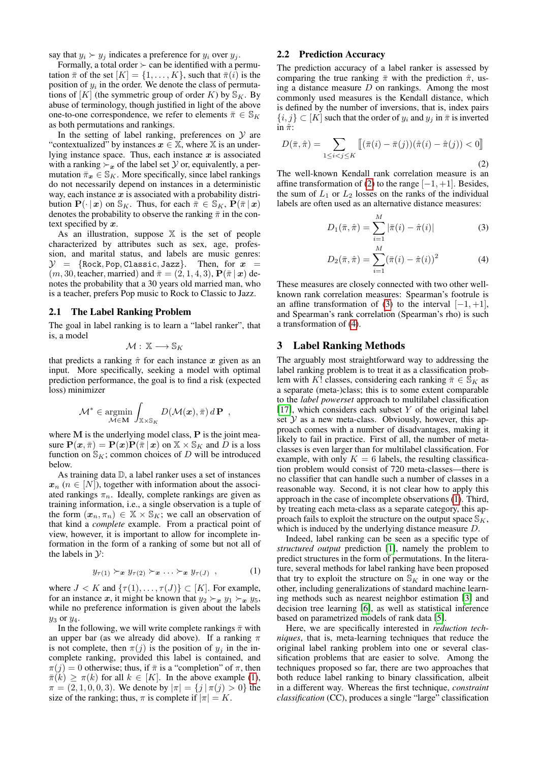say that $y_i \succ y_j$ indicates a preference for $y_i$ over $y_j$.

Formally, a total order $\succ$ can be identified with a permutation $\bar{\pi}$ of the set $[K] = \{1, \ldots, K\}$, such that $\bar{\pi}(i)$ is the position of $y_i$ in the order. We denote the class of permutations of $[K]$ (the symmetric group of order $K$) by $\mathbb{S}_K$. By abuse of terminology, though justified in light of the above one-to-one correspondence, we refer to elements $\bar{\pi} \in \mathbb{S}_K$ as both permutations and rankings.

In the setting of label ranking, preferences on $\mathcal{Y}$ are "contextualized" by instances $\boldsymbol{x} \in \mathbb{X}$, where $\mathbb{X}$ is an underlying instance space. Thus, each instance $\boldsymbol{x}$ is associated with a ranking $\succ_{\boldsymbol{x}}$ of the label set $\mathcal{Y}$ or, equivalently, a permutation $\bar{\pi}_{\boldsymbol{x}} \in \mathbb{S}_K$. More specifically, since label rankings do not necessarily depend on instances in a deterministic way, each instance $\boldsymbol{x}$ is associated with a probability distribution $\mathbf{P}(\cdot \,|\, \boldsymbol{x})$ on $\mathbb{S}_K$. Thus, for each $\bar{\pi} \in \mathbb{S}_K$, $\mathbf{P}(\bar{\pi} \,|\, \boldsymbol{x})$ denotes the probability to observe the ranking $\bar{\pi}$ in the context specified by $\boldsymbol{x}$.

As an illustration, suppose $\mathbb{X}$ is the set of people characterized by attributes such as sex, age, profession, and marital status, and labels are music genres: $\mathcal{Y} = \{\texttt{Rock}, \texttt{Pop}, \texttt{Classic}, \texttt{Jazz}\}$. Then, for $\boldsymbol{x} = (m, 30, \text{teacher}, \text{married})$ and $\bar{\pi} = (2, 1, 4, 3)$, $\mathbf{P}(\bar{\pi} \,|\, \boldsymbol{x})$ denotes the probability that a 30 years old married man, who is a teacher, prefers Pop music to Rock to Classic to Jazz.

### 2.1 The Label Ranking Problem

The goal in label ranking is to learn a "label ranker", that is, a model

$$\mathcal{M} : \mathbb{X} \longrightarrow \mathbb{S}_K$$

that predicts a ranking $\hat{\pi}$ for each instance $\boldsymbol{x}$ given as an input. More specifically, seeking a model with optimal prediction performance, the goal is to find a risk (expected loss) minimizer

$$\mathcal{M}^* \in \operatorname*{argmin}_{\mathcal{M} \in \mathbf{M}} \int_{\mathbb{X} \times \mathbb{S}_K} D(\mathcal{M}(\boldsymbol{x}), \bar{\pi}) \, d\,\mathbf{P} \enspace ,$$

where $\mathbf{M}$ is the underlying model class, $\mathbf{P}$ is the joint measure $\mathbf{P}(\boldsymbol{x}, \bar{\pi}) = \mathbf{P}(\boldsymbol{x})\mathbf{P}(\bar{\pi} \,|\, \boldsymbol{x})$ on $\mathbb{X} \times \mathbb{S}_K$ and $D$ is a loss function on $\mathbb{S}_K$; common choices of $D$ will be introduced below.

As training data $\mathbb{D}$, a label ranker uses a set of instances $\boldsymbol{x}_n$ ($n \in [N]$), together with information about the associated rankings $\pi_n$. Ideally, complete rankings are given as training information, i.e., a single observation is a tuple of the form $(\boldsymbol{x}_n, \pi_n) \in \mathbb{X} \times \mathbb{S}_K$; we call an observation of that kind a *complete* example. From a practical point of view, however, it is important to allow for incomplete information in the form of a ranking of some but not all of the labels in $\mathcal{Y}$:

$$y_{\tau(1)} \succ_{\boldsymbol{x}} y_{\tau(2)} \succ_{\boldsymbol{x}} \ldots \succ_{\boldsymbol{x}} y_{\tau(J)} \enspace , \tag{1}$$

where $J < K$ and $\{\tau(1), \ldots, \tau(J)\} \subset [K]$. For example, for an instance $\boldsymbol{x}$, it might be known that $y_2 \succ_{\boldsymbol{x}} y_1 \succ_{\boldsymbol{x}} y_5$, while no preference information is given about the labels $y_3$ or $y_4$.

In the following, we will write complete rankings $\bar{\pi}$ with an upper bar (as we already did above). If a ranking $\pi$ is not complete, then $\pi(j)$ is the position of $y_j$ in the incomplete ranking, provided this label is contained, and $\pi(j) = 0$ otherwise; thus, if $\bar{\pi}$ is a "completion" of $\pi$, then $\bar{\pi}(k) \geq \pi(k)$ for all $k \in [K]$. In the above example (1), $\pi = (2, 1, 0, 0, 3)$. We denote by $|\pi| = \{j \,|\, \pi(j) > 0\}$ the size of the ranking; thus, $\pi$ is complete if $|\pi| = K$.

### 2.2 Prediction Accuracy

The prediction accuracy of a label ranker is assessed by comparing the true ranking $\bar{\pi}$ with the prediction $\hat{\pi}$, using a distance measure $D$ on rankings. Among the most commonly used measures is the Kendall distance, which is defined by the number of inversions, that is, index pairs $\{i, j\} \subset [K]$ such that the order of $y_i$ and $y_j$ in $\bar{\pi}$ is inverted in $\hat{\pi}$:

$$D(\bar{\pi}, \hat{\pi}) = \sum_{1 \leq i < j \leq K} [\![ (\bar{\pi}(i) - \bar{\pi}(j))(\hat{\pi}(i) - \hat{\pi}(j)) < 0 ]\!] \tag{2}$$

The well-known Kendall rank correlation measure is an affine transformation of (2) to the range $[-1, +1]$. Besides, the sum of $L_1$ or $L_2$ losses on the ranks of the individual labels are often used as an alternative distance measures:

$$D_1(\bar{\pi}, \hat{\pi}) = \sum_{i=1}^{M} |\bar{\pi}(i) - \hat{\pi}(i)| \tag{3}$$

$$D_2(\bar{\pi}, \hat{\pi}) = \sum_{i=1}^{M} (\bar{\pi}(i) - \hat{\pi}(i))^2 \tag{4}$$

These measures are closely connected with two other well-known rank correlation measures: Spearman's footrule is an affine transformation of (3) to the interval $[-1, +1]$, and Spearman's rank correlation (Spearman's rho) is such a transformation of (4).

## 3 Label Ranking Methods

The arguably most straightforward way to addressing the label ranking problem is to treat it as a classification problem with $K!$ classes, considering each ranking $\bar{\pi} \in \mathbb{S}_K$ as a separate (meta-)class; this is to some extent comparable to the *label powerset* approach to multilabel classification [17], which considers each subset $Y$ of the original label set $\mathcal{Y}$ as a new meta-class. Obviously, however, this approach comes with a number of disadvantages, making it likely to fail in practice. First of all, the number of meta-classes is even larger than for multilabel classification. For example, with only $K = 6$ labels, the resulting classification problem would consist of 720 meta-classes—there is no classifier that can handle such a number of classes in a reasonable way. Second, it is not clear how to apply this approach in the case of incomplete observations (1). Third, by treating each meta-class as a separate category, this approach fails to exploit the structure on the output space $\mathbb{S}_K$, which is induced by the underlying distance measure $D$.

Indeed, label ranking can be seen as a specific type of *structured output* prediction [1], namely the problem to predict structures in the form of permutations. In the literature, several methods for label ranking have been proposed that try to exploit the structure on $\mathbb{S}_K$ in one way or the other, including generalizations of standard machine learning methods such as nearest neighbor estimation [3] and decision tree learning [6], as well as statistical inference based on parametrized models of rank data [5].

Here, we are specifically interested in *reduction techniques*, that is, meta-learning techniques that reduce the original label ranking problem into one or several classification problems that are easier to solve. Among the techniques proposed so far, there are two approaches that both reduce label ranking to binary classification, albeit in a different way. Whereas the first technique, *constraint classification* (CC), produces a single "large" classification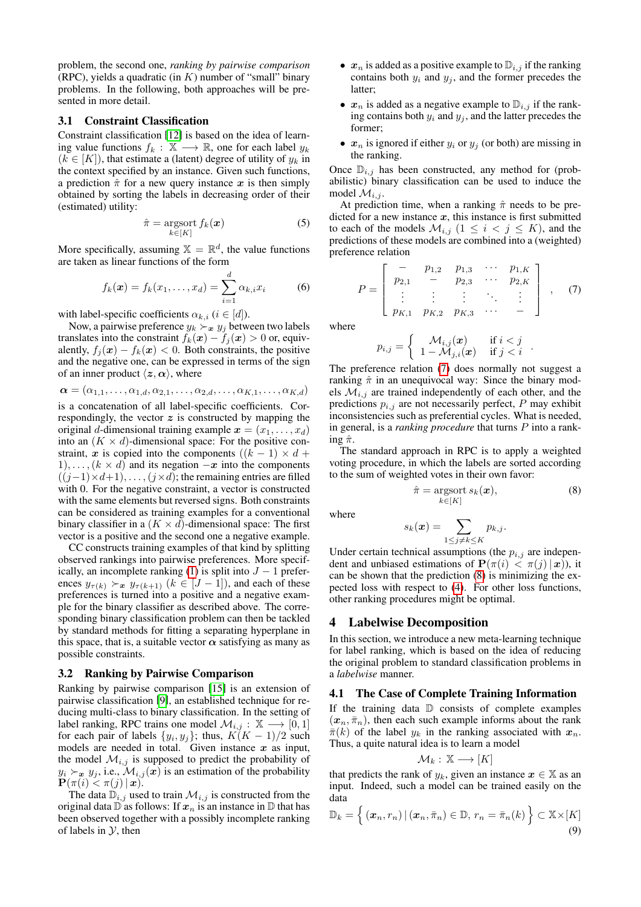problem, the second one, *ranking by pairwise comparison* (RPC), yields a quadratic (in $K$) number of "small" binary problems. In the following, both approaches will be presented in more detail.

### 3.1 Constraint Classification

Constraint classification [12] is based on the idea of learning value functions $f_k : \mathbb{X} \longrightarrow \mathbb{R}$, one for each label $y_k$ ($k \in [K]$), that estimate a (latent) degree of utility of $y_k$ in the context specified by an instance. Given such functions, a prediction $\hat{\pi}$ for a new query instance $\boldsymbol{x}$ is then simply obtained by sorting the labels in decreasing order of their (estimated) utility:

$$\hat{\pi} = \operatorname*{argsort}_{k \in [K]} f_k(\boldsymbol{x}) \tag{5}$$

More specifically, assuming $\mathbb{X} = \mathbb{R}^d$, the value functions are taken as linear functions of the form

$$f_k(\boldsymbol{x}) = f_k(x_1, \ldots, x_d) = \sum_{i=1}^{d} \alpha_{k,i} x_i \tag{6}$$

with label-specific coefficients $\alpha_{k,i}$ ($i \in [d]$).

Now, a pairwise preference $y_k \succ_{\boldsymbol{x}} y_j$ between two labels translates into the constraint $f_k(\boldsymbol{x}) - f_j(\boldsymbol{x}) > 0$ or, equivalently, $f_j(\boldsymbol{x}) - f_k(\boldsymbol{x}) < 0$. Both constraints, the positive and the negative one, can be expressed in terms of the sign of an inner product $\langle \boldsymbol{z}, \boldsymbol{\alpha} \rangle$, where

$$\boldsymbol{\alpha} = (\alpha_{1,1}, \ldots, \alpha_{1,d}, \alpha_{2,1}, \ldots, \alpha_{2,d}, \ldots, \alpha_{K,1}, \ldots, \alpha_{K,d})$$

is a concatenation of all label-specific coefficients. Correspondingly, the vector $\boldsymbol{z}$ is constructed by mapping the original $d$-dimensional training example $\boldsymbol{x} = (x_1, \ldots, x_d)$ into an $(K \times d)$-dimensional space: For the positive constraint, $\boldsymbol{x}$ is copied into the components $((k-1) \times d + 1), \ldots, (k \times d)$ and its negation $-\boldsymbol{x}$ into the components $((j-1) \times d + 1), \ldots, (j \times d)$; the remaining entries are filled with 0. For the negative constraint, a vector is constructed with the same elements but reversed signs. Both constraints can be considered as training examples for a conventional binary classifier in a $(K \times d)$-dimensional space: The first vector is a positive and the second one a negative example.

CC constructs training examples of that kind by splitting observed rankings into pairwise preferences. More specifically, an incomplete ranking (1) is split into $J-1$ preferences $y_{\tau(k)} \succ_{\boldsymbol{x}} y_{\tau(k+1)}$ ($k \in [J-1]$), and each of these preferences is turned into a positive and a negative example for the binary classifier as described above. The corresponding binary classification problem can then be tackled by standard methods for fitting a separating hyperplane in this space, that is, a suitable vector $\boldsymbol{\alpha}$ satisfying as many as possible constraints.

### 3.2 Ranking by Pairwise Comparison

Ranking by pairwise comparison [15] is an extension of pairwise classification [9], an established technique for reducing multi-class to binary classification. In the setting of label ranking, RPC trains one model $\mathcal{M}_{i,j} : \mathbb{X} \longrightarrow [0, 1]$ for each pair of labels $\{y_i, y_j\}$; thus, $K(K-1)/2$ such models are needed in total. Given instance $\boldsymbol{x}$ as input, the model $\mathcal{M}_{i,j}$ is supposed to predict the probability of $y_i \succ_{\boldsymbol{x}} y_j$, i.e., $\mathcal{M}_{i,j}(\boldsymbol{x})$ is an estimation of the probability $\mathbf{P}(\pi(i) < \pi(j) \,|\, \boldsymbol{x})$.

The data $\mathbb{D}_{i,j}$ used to train $\mathcal{M}_{i,j}$ is constructed from the original data $\mathbb{D}$ as follows: If $\boldsymbol{x}_n$ is an instance in $\mathbb{D}$ that has been observed together with a possibly incomplete ranking of labels in $\mathcal{Y}$, then

- $\boldsymbol{x}_n$ is added as a positive example to $\mathbb{D}_{i,j}$ if the ranking contains both $y_i$ and $y_j$, and the former precedes the latter;
- $\boldsymbol{x}_n$ is added as a negative example to $\mathbb{D}_{i,j}$ if the ranking contains both $y_i$ and $y_j$, and the latter precedes the former;
- $\boldsymbol{x}_n$ is ignored if either $y_i$ or $y_j$ (or both) are missing in the ranking.

Once $\mathbb{D}_{i,j}$ has been constructed, any method for (probabilistic) binary classification can be used to induce the model $\mathcal{M}_{i,j}$.

At prediction time, when a ranking $\hat{\pi}$ needs to be predicted for a new instance $\boldsymbol{x}$, this instance is first submitted to each of the models $\mathcal{M}_{i,j}$ ($1 \leq i < j \leq K$), and the predictions of these models are combined into a (weighted) preference relation

$$P = \begin{bmatrix} - & p_{1,2} & p_{1,3} & \cdots & p_{1,K} \\ p_{2,1} & - & p_{2,3} & \cdots & p_{2,K} \\ \vdots & \vdots & \vdots & \ddots & \vdots \\ p_{K,1} & p_{K,2} & p_{K,3} & \cdots & - \end{bmatrix} , \tag{7}$$

where

$$p_{i,j} = \begin{cases} \mathcal{M}_{i,j}(\boldsymbol{x}) & \text{if } i < j \\ 1 - \mathcal{M}_{j,i}(\boldsymbol{x}) & \text{if } j < i \end{cases} .$$

The preference relation (7) does normally not suggest a ranking $\hat{\pi}$ in an unequivocal way: Since the binary models $\mathcal{M}_{i,j}$ are trained independently of each other, and the predictions $p_{i,j}$ are not necessarily perfect, $P$ may exhibit inconsistencies such as preferential cycles. What is needed, in general, is a *ranking procedure* that turns $P$ into a ranking $\hat{\pi}$.

The standard approach in RPC is to apply a weighted voting procedure, in which the labels are sorted according to the sum of weighted votes in their own favor:

$$\hat{\pi} = \operatorname*{argsort}_{k \in [K]} s_k(\boldsymbol{x}), \tag{8}$$

where

$$s_k(\boldsymbol{x}) = \sum_{1 \leq j \neq k \leq K} p_{k,j} .$$

Under certain technical assumptions (the $p_{i,j}$ are independent and unbiased estimations of $\mathbf{P}(\pi(i) < \pi(j) \,|\, \boldsymbol{x})$), it can be shown that the prediction (8) is minimizing the expected loss with respect to (4). For other loss functions, other ranking procedures might be optimal.

## 4 Labelwise Decomposition

In this section, we introduce a new meta-learning technique for label ranking, which is based on the idea of reducing the original problem to standard classification problems in a *labelwise* manner.

### 4.1 The Case of Complete Training Information

If the training data $\mathbb{D}$ consists of complete examples $(\boldsymbol{x}_n, \bar{\pi}_n)$, then each such example informs about the rank $\bar{\pi}(k)$ of the label $y_k$ in the ranking associated with $\boldsymbol{x}_n$. Thus, a quite natural idea is to learn a model

$$\mathcal{M}_k : \mathbb{X} \longrightarrow [K]$$

that predicts the rank of $y_k$, given an instance $\boldsymbol{x} \in \mathbb{X}$ as an input. Indeed, such a model can be trained easily on the data

$$\mathbb{D}_k = \Big\{ (\boldsymbol{x}_n, r_n) \,|\, (\boldsymbol{x}_n, \bar{\pi}_n) \in \mathbb{D},\, r_n = \bar{\pi}_n(k) \Big\} \subset \mathbb{X} \times [K] \tag{9}$$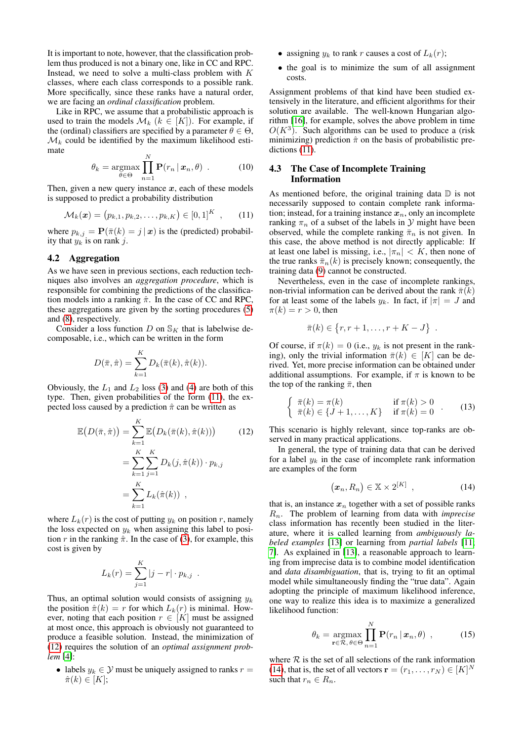It is important to note, however, that the classification problem thus produced is not a binary one, like in CC and RPC. Instead, we need to solve a multi-class problem with $K$ classes, where each class corresponds to a possible rank. More specifically, since these ranks have a natural order, we are facing an *ordinal classification* problem.

Like in RPC, we assume that a probabilistic approach is used to train the models $\mathcal{M}_k$ ($k \in [K]$). For example, if the (ordinal) classifiers are specified by a parameter $\theta \in \Theta$, $\mathcal{M}_k$ could be identified by the maximum likelihood estimate

$$\theta_k = \operatorname*{argmax}_{\theta \in \Theta} \prod_{n=1}^{N} \mathbf{P}(r_n \,|\, \boldsymbol{x}_n, \theta) \ . \tag{10}$$

Then, given a new query instance $\boldsymbol{x}$, each of these models is supposed to predict a probability distribution

$$\mathcal{M}_k(\boldsymbol{x}) = \big(p_{k,1}, p_{k,2}, \ldots, p_{k,K}\big) \in [0,1]^K \ , \tag{11}$$

where $p_{k,j} = \mathbf{P}(\bar{\pi}(k) = j \,|\, \boldsymbol{x})$ is the (predicted) probability that $y_k$ is on rank $j$.

### 4.2 Aggregation

As we have seen in previous sections, each reduction techniques also involves an *aggregation procedure*, which is responsible for combining the predictions of the classification models into a ranking $\hat{\pi}$. In the case of CC and RPC, these aggregations are given by the sorting procedures (5) and (8), respectively.

Consider a loss function $D$ on $\mathbb{S}_K$ that is labelwise decomposable, i.e., which can be written in the form

$$D(\bar{\pi}, \hat{\pi}) = \sum_{k=1}^{K} D_k(\bar{\pi}(k), \hat{\pi}(k)).$$

Obviously, the $L_1$ and $L_2$ loss (3) and (4) are both of this type. Then, given probabilities of the form (11), the expected loss caused by a prediction $\hat{\pi}$ can be written as

$$\begin{aligned} \mathbb{E}\big(D(\bar{\pi}, \hat{\pi})\big) &= \sum_{k=1}^{K} \mathbb{E}\big(D_k(\bar{\pi}(k), \hat{\pi}(k))\big) \qquad (12) \\ &= \sum_{k=1}^{K} \sum_{j=1}^{K} D_k(j, \hat{\pi}(k)) \cdot p_{k,j} \\ &= \sum_{k=1}^{K} L_k(\hat{\pi}(k)) \ , \end{aligned}$$

where $L_k(r)$ is the cost of putting $y_k$ on position $r$, namely the loss expected on $y_k$ when assigning this label to position $r$ in the ranking $\hat{\pi}$. In the case of (3), for example, this cost is given by

$$L_k(r) = \sum_{j=1}^{K} |j - r| \cdot p_{k,j} \ .$$

Thus, an optimal solution would consists of assigning $y_k$ the position $\hat{\pi}(k) = r$ for which $L_k(r)$ is minimal. However, noting that each position $r \in [K]$ must be assigned at most once, this approach is obviously not guaranteed to produce a feasible solution. Instead, the minimization of (12) requires the solution of an *optimal assignment problem* [4]:

- labels $y_k \in \mathcal{Y}$ must be uniquely assigned to ranks $r = \hat{\pi}(k) \in [K]$;
- assigning $y_k$ to rank $r$ causes a cost of $L_k(r)$;
- the goal is to minimize the sum of all assignment costs.

Assignment problems of that kind have been studied extensively in the literature, and efficient algorithms for their solution are available. The well-known Hungarian algorithm [16], for example, solves the above problem in time $O(K^3)$. Such algorithms can be used to produce a (risk minimizing) prediction $\hat{\pi}$ on the basis of probabilistic predictions (11).

### 4.3 The Case of Incomplete Training Information

As mentioned before, the original training data $\mathbb{D}$ is not necessarily supposed to contain complete rank information; instead, for a training instance $\boldsymbol{x}_n$, only an incomplete ranking $\pi_n$ of a subset of the labels in $\mathcal{Y}$ might have been observed, while the complete ranking $\bar{\pi}_n$ is not given. In this case, the above method is not directly applicable: If at least one label is missing, i.e., $|\pi_n| < K$, then none of the true ranks $\bar{\pi}_n(k)$ is precisely known; consequently, the training data (9) cannot be constructed.

Nevertheless, even in the case of incomplete rankings, non-trivial information can be derived about the rank $\bar{\pi}(k)$ for at least some of the labels $y_k$. In fact, if $|\pi| = J$ and $\pi(k) = r > 0$, then

$$\bar{\pi}(k) \in \big\{r, r+1, \ldots, r + K - J\big\} \ .$$

Of course, if $\pi(k) = 0$ (i.e., $y_k$ is not present in the ranking), only the trivial information $\bar{\pi}(k) \in [K]$ can be derived. Yet, more precise information can be obtained under additional assumptions. For example, if $\pi$ is known to be the top of the ranking $\bar{\pi}$, then

$$\left\{ \begin{array}{ll} \bar{\pi}(k) = \pi(k) & \text{if } \pi(k) > 0 \\ \bar{\pi}(k) \in \{J+1, \ldots, K\} & \text{if } \pi(k) = 0 \end{array} \right. . \tag{13}$$

This scenario is highly relevant, since top-ranks are observed in many practical applications.

In general, the type of training data that can be derived for a label $y_k$ in the case of incomplete rank information are examples of the form

$$\big(\boldsymbol{x}_n, R_n\big) \in \mathbb{X} \times 2^{[K]} \ , \tag{14}$$

that is, an instance $\boldsymbol{x}_n$ together with a set of possible ranks $R_n$. The problem of learning from data with *imprecise* class information has recently been studied in the literature, where it is called learning from *ambiguously labeled examples* [13] or learning from *partial labels* [11, 7]. As explained in [13], a reasonable approach to learning from imprecise data is to combine model identification and *data disambiguation*, that is, trying to fit an optimal model while simultaneously finding the "true data". Again adopting the principle of maximum likelihood inference, one way to realize this idea is to maximize a generalized likelihood function:

$$\theta_k = \operatorname*{argmax}_{\mathbf{r} \in \mathcal{R},\, \theta \in \Theta} \prod_{n=1}^{N} \mathbf{P}(r_n \,|\, \boldsymbol{x}_n, \theta) \ , \tag{15}$$

where $\mathcal{R}$ is the set of all selections of the rank information (14), that is, the set of all vectors $\mathbf{r} = (r_1, \ldots, r_N) \in [K]^N$ such that $r_n \in R_n$.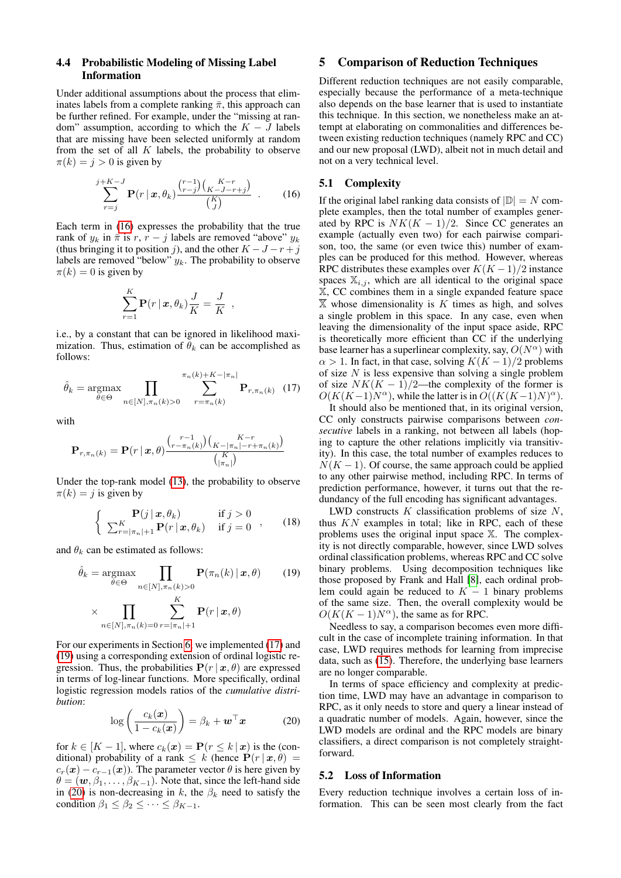### 4.4 Probabilistic Modeling of Missing Label Information

Under additional assumptions about the process that eliminates labels from a complete ranking $\bar{\pi}$, this approach can be further refined. For example, under the "missing at random" assumption, according to which the $K - J$ labels that are missing have been selected uniformly at random from the set of all $K$ labels, the probability to observe $\pi(k) = j > 0$ is given by

$$\sum_{r=j}^{j+K-J} \mathbf{P}(r \,|\, \boldsymbol{x}, \theta_k) \frac{\binom{r-1}{r-j}\binom{K-r}{K-J-r+j}}{\binom{K}{J}} \quad . \tag{16}$$

Each term in (16) expresses the probability that the true rank of $y_k$ in $\bar{\pi}$ is $r$, $r - j$ labels are removed "above" $y_k$ (thus bringing it to position $j$), and the other $K - J - r + j$ labels are removed "below" $y_k$. The probability to observe $\pi(k) = 0$ is given by

$$\sum_{r=1}^{K} \mathbf{P}(r \,|\, \boldsymbol{x}, \theta_k) \frac{J}{K} = \frac{J}{K} \quad ,$$

i.e., by a constant that can be ignored in likelihood maximization. Thus, estimation of $\theta_k$ can be accomplished as follows:

$$\hat{\theta}_k = \operatorname*{argmax}_{\theta \in \Theta} \prod_{n \in [N], \pi_n(k) > 0} \sum_{r=\pi_n(k)}^{\pi_n(k)+K-|\pi_n|} \mathbf{P}_{r,\pi_n(k)} \tag{17}$$

with

$$\mathbf{P}_{r,\pi_n(k)} = \mathbf{P}(r \,|\, \boldsymbol{x}, \theta) \frac{\binom{r-1}{r-\pi_n(k)}\binom{K-r}{K-|\pi_n|-r+\pi_n(k)}}{\binom{K}{|\pi_n|}}$$

Under the top-rank model (13), the probability to observe $\pi(k) = j$ is given by

$$\begin{cases} \mathbf{P}(j \,|\, \boldsymbol{x}, \theta_k) & \text{if } j > 0 \\ \sum_{r=|\pi_n|+1}^{K} \mathbf{P}(r \,|\, \boldsymbol{x}, \theta_k) & \text{if } j = 0 \end{cases} \quad , \tag{18}$$

and $\theta_k$ can be estimated as follows:

$$\hat{\theta}_k = \operatorname*{argmax}_{\theta \in \Theta} \prod_{n \in [N], \pi_n(k) > 0} \mathbf{P}(\pi_n(k) \,|\, \boldsymbol{x}, \theta) \tag{19}$$

$$\times \prod_{n \in [N], \pi_n(k) = 0} \sum_{r=|\pi_n|+1}^{K} \mathbf{P}(r \,|\, \boldsymbol{x}, \theta)$$

For our experiments in Section 6, we implemented (17) and (19) using a corresponding extension of ordinal logistic regression. Thus, the probabilities $\mathbf{P}(r \,|\, \boldsymbol{x}, \theta)$ are expressed in terms of log-linear functions. More specifically, ordinal logistic regression models ratios of the *cumulative distribution*:

$$\log\left(\frac{c_k(\boldsymbol{x})}{1 - c_k(\boldsymbol{x})}\right) = \beta_k + \boldsymbol{w}^\top \boldsymbol{x} \tag{20}$$

for $k \in [K - 1]$, where $c_k(\boldsymbol{x}) = \mathbf{P}(r \leq k \,|\, \boldsymbol{x})$ is the (conditional) probability of a rank $\leq k$ (hence $\mathbf{P}(r \,|\, \boldsymbol{x}, \theta) = c_r(\boldsymbol{x}) - c_{r-1}(\boldsymbol{x})$). The parameter vector $\theta$ is here given by $\theta = (\boldsymbol{w}, \beta_1, \ldots, \beta_{K-1})$. Note that, since the left-hand side in (20) is non-decreasing in $k$, the $\beta_k$ need to satisfy the condition $\beta_1 \leq \beta_2 \leq \cdots \leq \beta_{K-1}$.

## 5 Comparison of Reduction Techniques

Different reduction techniques are not easily comparable, especially because the performance of a meta-technique also depends on the base learner that is used to instantiate this technique. In this section, we nonetheless make an attempt at elaborating on commonalities and differences between existing reduction techniques (namely RPC and CC) and our new proposal (LWD), albeit not in much detail and not on a very technical level.

### 5.1 Complexity

If the original label ranking data consists of $|\mathbb{D}| = N$ complete examples, then the total number of examples generated by RPC is $NK(K - 1)/2$. Since CC generates an example (actually even two) for each pairwise comparison, too, the same (or even twice this) number of examples can be produced for this method. However, whereas RPC distributes these examples over $K(K - 1)/2$ instance spaces $\mathbb{X}_{i,j}$, which are all identical to the original space $\mathbb{X}$, CC combines them in a single expanded feature space $\bar{\mathbb{X}}$ whose dimensionality is $K$ times as high, and solves a single problem in this space. In any case, even when leaving the dimensionality of the input space aside, RPC is theoretically more efficient than CC if the underlying base learner has a superlinear complexity, say, $O(N^\alpha)$ with $\alpha > 1$. In fact, in that case, solving $K(K - 1)/2$ problems of size $N$ is less expensive than solving a single problem of size $NK(K - 1)/2$—the complexity of the former is $O(K(K-1)N^\alpha)$, while the latter is in $O((K(K-1)N)^\alpha)$.

It should also be mentioned that, in its original version, CC only constructs pairwise comparisons between *consecutive* labels in a ranking, not between all labels (hoping to capture the other relations implicitly via transitivity). In this case, the total number of examples reduces to $N(K - 1)$. Of course, the same approach could be applied to any other pairwise method, including RPC. In terms of prediction performance, however, it turns out that the redundancy of the full encoding has significant advantages.

LWD constructs $K$ classification problems of size $N$, thus $KN$ examples in total; like in RPC, each of these problems uses the original input space $\mathbb{X}$. The complexity is not directly comparable, however, since LWD solves ordinal classification problems, whereas RPC and CC solve binary problems. Using decomposition techniques like those proposed by Frank and Hall [8], each ordinal problem could again be reduced to $K - 1$ binary problems of the same size. Then, the overall complexity would be $O(K(K - 1)N^\alpha)$, the same as for RPC.

Needless to say, a comparison becomes even more difficult in the case of incomplete training information. In that case, LWD requires methods for learning from imprecise data, such as (15). Therefore, the underlying base learners are no longer comparable.

In terms of space efficiency and complexity at prediction time, LWD may have an advantage in comparison to RPC, as it only needs to store and query a linear instead of a quadratic number of models. Again, however, since the LWD models are ordinal and the RPC models are binary classifiers, a direct comparison is not completely straightforward.

### 5.2 Loss of Information

Every reduction technique involves a certain loss of information. This can be seen most clearly from the fact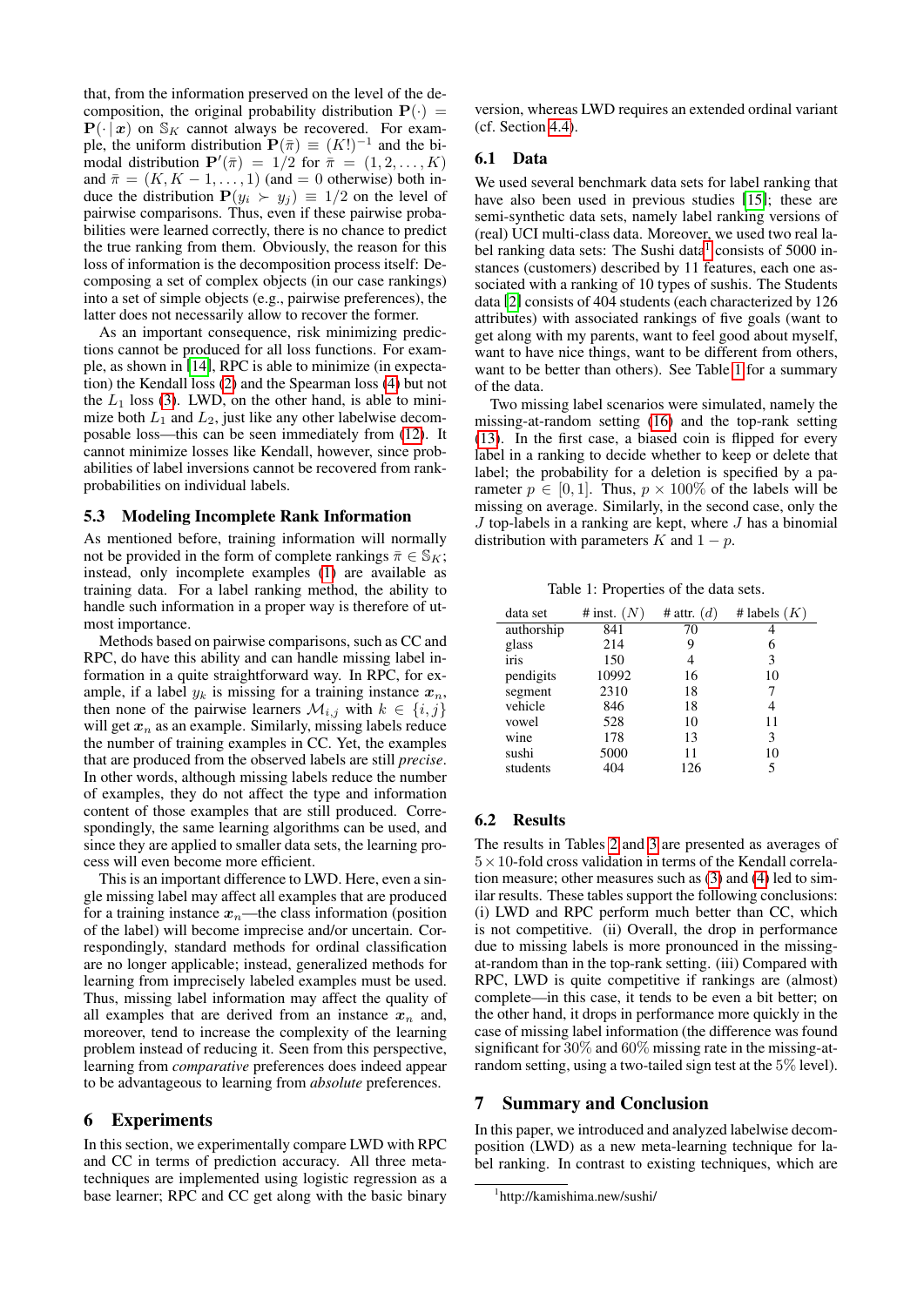that, from the information preserved on the level of the decomposition, the original probability distribution $\mathbf{P}(\cdot) = \mathbf{P}(\cdot \,|\, \boldsymbol{x})$ on $\mathbb{S}_K$ cannot always be recovered. For example, the uniform distribution $\mathbf{P}(\bar{\pi}) \equiv (K!)^{-1}$ and the bimodal distribution $\mathbf{P}'(\bar{\pi}) = 1/2$ for $\bar{\pi} = (1, 2, \ldots, K)$ and $\bar{\pi} = (K, K-1, \ldots, 1)$ (and $= 0$ otherwise) both induce the distribution $\mathbf{P}(y_i \succ y_j) \equiv 1/2$ on the level of pairwise comparisons. Thus, even if these pairwise probabilities were learned correctly, there is no chance to predict the true ranking from them. Obviously, the reason for this loss of information is the decomposition process itself: Decomposing a set of complex objects (in our case rankings) into a set of simple objects (e.g., pairwise preferences), the latter does not necessarily allow to recover the former.

As an important consequence, risk minimizing predictions cannot be produced for all loss functions. For example, as shown in [14], RPC is able to minimize (in expectation) the Kendall loss (2) and the Spearman loss (4) but not the $L_1$ loss (3). LWD, on the other hand, is able to minimize both $L_1$ and $L_2$, just like any other labelwise decomposable loss—this can be seen immediately from (12). It cannot minimize losses like Kendall, however, since probabilities of label inversions cannot be recovered from rank-probabilities on individual labels.

### 5.3 Modeling Incomplete Rank Information

As mentioned before, training information will normally not be provided in the form of complete rankings $\bar{\pi} \in \mathbb{S}_K$; instead, only incomplete examples (1) are available as training data. For a label ranking method, the ability to handle such information in a proper way is therefore of utmost importance.

Methods based on pairwise comparisons, such as CC and RPC, do have this ability and can handle missing label information in a quite straightforward way. In RPC, for example, if a label $y_k$ is missing for a training instance $\boldsymbol{x}_n$, then none of the pairwise learners $\mathcal{M}_{i,j}$ with $k \in \{i, j\}$ will get $\boldsymbol{x}_n$ as an example. Similarly, missing labels reduce the number of training examples in CC. Yet, the examples that are produced from the observed labels are still *precise*. In other words, although missing labels reduce the number of examples, they do not affect the type and information content of those examples that are still produced. Correspondingly, the same learning algorithms can be used, and since they are applied to smaller data sets, the learning process will even become more efficient.

This is an important difference to LWD. Here, even a single missing label may affect all examples that are produced for a training instance $\boldsymbol{x}_n$—the class information (position of the label) will become imprecise and/or uncertain. Correspondingly, standard methods for ordinal classification are no longer applicable; instead, generalized methods for learning from imprecisely labeled examples must be used. Thus, missing label information may affect the quality of all examples that are derived from an instance $\boldsymbol{x}_n$ and, moreover, tend to increase the complexity of the learning problem instead of reducing it. Seen from this perspective, learning from *comparative* preferences does indeed appear to be advantageous to learning from *absolute* preferences.

## 6 Experiments

In this section, we experimentally compare LWD with RPC and CC in terms of prediction accuracy. All three meta-techniques are implemented using logistic regression as a base learner; RPC and CC get along with the basic binary version, whereas LWD requires an extended ordinal variant (cf. Section 4.4).

### 6.1 Data

We used several benchmark data sets for label ranking that have also been used in previous studies [15]; these are semi-synthetic data sets, namely label ranking versions of (real) UCI multi-class data. Moreover, we used two real label ranking data sets: The Sushi data[1] consists of 5000 instances (customers) described by 11 features, each one associated with a ranking of 10 types of sushis. The Students data [2] consists of 404 students (each characterized by 126 attributes) with associated rankings of five goals (want to get along with my parents, want to feel good about myself, want to have nice things, want to be different from others, want to be better than others). See Table 1 for a summary of the data.

Two missing label scenarios were simulated, namely the missing-at-random setting (16) and the top-rank setting (13). In the first case, a biased coin is flipped for every label in a ranking to decide whether to keep or delete that label; the probability for a deletion is specified by a parameter $p \in [0, 1]$. Thus, $p \times 100\%$ of the labels will be missing on average. Similarly, in the second case, only the $J$ top-labels in a ranking are kept, where $J$ has a binomial distribution with parameters $K$ and $1 - p$.

Table 1: Properties of the data sets.

| data set | # inst. ($N$) | # attr. ($d$) | # labels ($K$) |
|---|---|---|---|
| authorship | 841 | 70 | 4 |
| glass | 214 | 9 | 6 |
| iris | 150 | 4 | 3 |
| pendigits | 10992 | 16 | 10 |
| segment | 2310 | 18 | 7 |
| vehicle | 846 | 18 | 4 |
| vowel | 528 | 10 | 11 |
| wine | 178 | 13 | 3 |
| sushi | 5000 | 11 | 10 |
| students | 404 | 126 | 5 |

### 6.2 Results

The results in Tables 2 and 3 are presented as averages of $5 \times 10$-fold cross validation in terms of the Kendall correlation measure; other measures such as (3) and (4) led to similar results. These tables support the following conclusions: (i) LWD and RPC perform much better than CC, which is not competitive. (ii) Overall, the drop in performance due to missing labels is more pronounced in the missing-at-random than in the top-rank setting. (iii) Compared with RPC, LWD is quite competitive if rankings are (almost) complete—in this case, it tends to be even a bit better; on the other hand, it drops in performance more quickly in the case of missing label information (the difference was found significant for 30% and 60% missing rate in the missing-at-random setting, using a two-tailed sign test at the 5% level).

## 7 Summary and Conclusion

In this paper, we introduced and analyzed labelwise decomposition (LWD) as a new meta-learning technique for label ranking. In contrast to existing techniques, which are

[1] http://kamishima.new/sushi/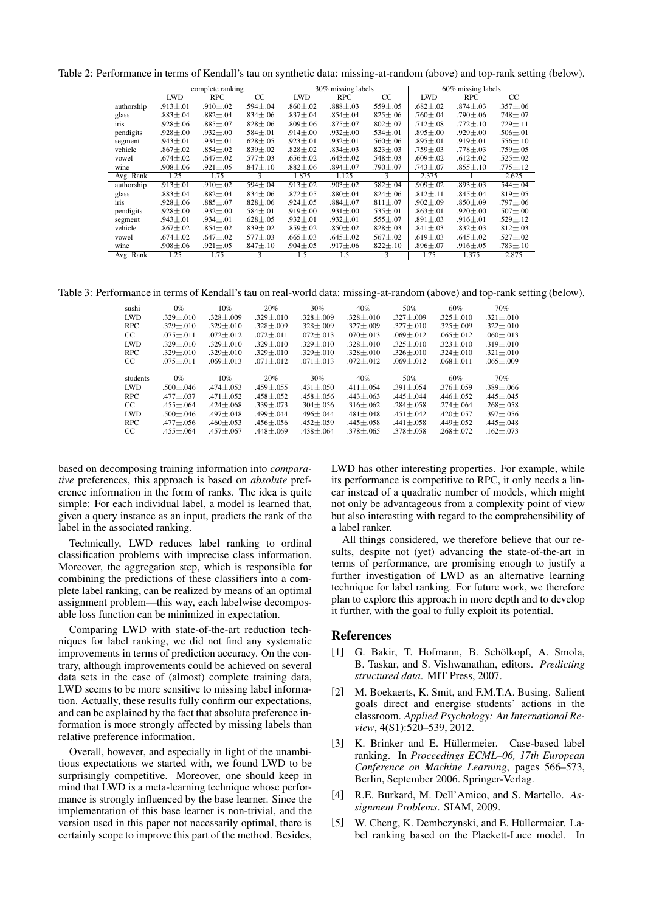Table 2: Performance in terms of Kendall's tau on synthetic data: missing-at-random (above) and top-rank setting (below).

| | complete ranking | | | 30% missing labels | | | 60% missing labels | | |
|---|---|---|---|---|---|---|---|---|---|
| | LWD | RPC | CC | LWD | RPC | CC | LWD | RPC | CC |
| authorship | .913±.01 | .910±.02 | .594±.04 | .860±.02 | .888±.03 | .559±.05 | .682±.02 | .874±.03 | .357±.06 |
| glass | .883±.04 | .882±.04 | .834±.06 | .837±.04 | .854±.04 | .825±.06 | .760±.04 | .790±.06 | .748±.07 |
| iris | .928±.06 | .885±.07 | .828±.06 | .809±.06 | .875±.07 | .802±.07 | .712±.08 | .772±.10 | .729±.11 |
| pendigits | .928±.00 | .932±.00 | .584±.01 | .914±.00 | .932±.00 | .534±.01 | .895±.00 | .929±.00 | .506±.01 |
| segment | .943±.01 | .934±.01 | .628±.05 | .923±.01 | .932±.01 | .560±.06 | .895±.01 | .919±.01 | .556±.10 |
| vehicle | .867±.02 | .854±.02 | .839±.02 | .828±.03 | .834±.03 | .823±.03 | .759±.03 | .778±.03 | .759±.05 |
| vowel | .674±.02 | .647±.02 | .577±.03 | .656±.02 | .643±.02 | .548±.03 | .609±.02 | .612±.02 | .525±.02 |
| wine | .908±.06 | .921±.05 | .847±.10 | .882±.06 | .894±.07 | .790±.07 | .743±.07 | .855±.10 | .775±.12 |
| Avg. Rank | 1.25 | 1.75 | 3 | 1.875 | 1.125 | 3 | 2.375 | 1 | 2.625 |
| authorship | .913±.01 | .910±.02 | .594±.04 | .913±.02 | .903±.02 | .582±.04 | .909±.02 | .893±.03 | .544±.04 |
| glass | .883±.04 | .882±.04 | .834±.06 | .872±.05 | .880±.04 | .824±.06 | .812±.11 | .845±.04 | .819±.05 |
| iris | .928±.06 | .885±.07 | .828±.06 | .924±.05 | .884±.07 | .811±.07 | .902±.09 | .850±.09 | .797±.06 |
| pendigits | .928±.00 | .932±.00 | .584±.01 | .919±.00 | .931±.00 | .535±.01 | .863±.01 | .920±.00 | .507±.00 |
| segment | .943±.01 | .934±.01 | .628±.05 | .932±.01 | .932±.01 | .555±.07 | .891±.03 | .916±.01 | .529±.12 |
| vehicle | .867±.02 | .854±.02 | .839±.02 | .859±.02 | .850±.02 | .828±.03 | .841±.03 | .832±.03 | .812±.03 |
| vowel | .674±.02 | .647±.02 | .577±.03 | .665±.03 | .645±.02 | .567±.02 | .619±.03 | .645±.02 | .527±.02 |
| wine | .908±.06 | .921±.05 | .847±.10 | .904±.05 | .917±.06 | .822±.10 | .896±.07 | .916±.05 | .783±.10 |
| Avg. Rank | 1.25 | 1.75 | 3 | 1.5 | 1.5 | 3 | 1.75 | 1.375 | 2.875 |

Table 3: Performance in terms of Kendall's tau on real-world data: missing-at-random (above) and top-rank setting (below).

| sushi | 0% | 10% | 20% | 30% | 40% | 50% | 60% | 70% |
|---|---|---|---|---|---|---|---|---|
| LWD | .329±.010 | .328±.009 | .329±.010 | .328±.009 | .328±.010 | .327±.009 | .325±.010 | .321±.010 |
| RPC | .329±.010 | .329±.010 | .328±.009 | .328±.009 | .327±.009 | .327±.010 | .325±.009 | .322±.010 |
| CC | .075±.011 | .072±.012 | .072±.011 | .072±.013 | .070±.013 | .069±.012 | .065±.012 | .060±.013 |
| LWD | .329±.010 | .329±.010 | .329±.010 | .329±.010 | .328±.010 | .325±.010 | .323±.010 | .319±.010 |
| RPC | .329±.010 | .329±.010 | .329±.010 | .329±.010 | .328±.010 | .326±.010 | .324±.010 | .321±.010 |
| CC | .075±.011 | .069±.013 | .071±.012 | .071±.013 | .072±.012 | .069±.012 | .068±.011 | .065±.009 |

| students | 0% | 10% | 20% | 30% | 40% | 50% | 60% | 70% |
|---|---|---|---|---|---|---|---|---|
| LWD | .500±.046 | .474±.053 | .459±.055 | .431±.050 | .411±.054 | .391±.054 | .376±.059 | .389±.066 |
| RPC | .477±.037 | .471±.052 | .458±.052 | .458±.056 | .443±.063 | .445±.044 | .446±.052 | .445±.045 |
| CC | .455±.064 | .424±.068 | .339±.073 | .304±.056 | .316±.062 | .284±.058 | .274±.064 | .268±.058 |
| LWD | .500±.046 | .497±.048 | .499±.044 | .496±.044 | .481±.048 | .451±.042 | .420±.057 | .397±.056 |
| RPC | .477±.056 | .460±.053 | .456±.056 | .452±.059 | .445±.058 | .441±.058 | .449±.052 | .445±.048 |
| CC | .455±.064 | .457±.067 | .448±.069 | .438±.064 | .378±.065 | .378±.058 | .268±.072 | .162±.073 |

based on decomposing training information into *comparative* preferences, this approach is based on *absolute* preference information in the form of ranks. The idea is quite simple: For each individual label, a model is learned that, given a query instance as an input, predicts the rank of the label in the associated ranking.

Technically, LWD reduces label ranking to ordinal classification problems with imprecise class information. Moreover, the aggregation step, which is responsible for combining the predictions of these classifiers into a complete label ranking, can be realized by means of an optimal assignment problem—this way, each labelwise decomposable loss function can be minimized in expectation.

Comparing LWD with state-of-the-art reduction techniques for label ranking, we did not find any systematic improvements in terms of prediction accuracy. On the contrary, although improvements could be achieved on several data sets in the case of (almost) complete training data, LWD seems to be more sensitive to missing label information. Actually, these results fully confirm our expectations, and can be explained by the fact that absolute preference information is more strongly affected by missing labels than relative preference information.

Overall, however, and especially in light of the unambitious expectations we started with, we found LWD to be surprisingly competitive. Moreover, one should keep in mind that LWD is a meta-learning technique whose performance is strongly influenced by the base learner. Since the implementation of this base learner is non-trivial, and the version used in this paper not necessarily optimal, there is certainly scope to improve this part of the method. Besides, LWD has other interesting properties. For example, while its performance is competitive to RPC, it only needs a linear instead of a quadratic number of models, which might not only be advantageous from a complexity point of view but also interesting with regard to the comprehensibility of a label ranker.

All things considered, we therefore believe that our results, despite not (yet) advancing the state-of-the-art in terms of performance, are promising enough to justify a further investigation of LWD as an alternative learning technique for label ranking. For future work, we therefore plan to explore this approach in more depth and to develop it further, with the goal to fully exploit its potential.

## References

[1] G. Bakir, T. Hofmann, B. Schölkopf, A. Smola, B. Taskar, and S. Vishwanathan, editors. *Predicting structured data*. MIT Press, 2007.

[2] M. Boekaerts, K. Smit, and F.M.T.A. Busing. Salient goals direct and energise students' actions in the classroom. *Applied Psychology: An International Review*, 4(S1):520–539, 2012.

[3] K. Brinker and E. Hüllermeier. Case-based label ranking. In *Proceedings ECML–06, 17th European Conference on Machine Learning*, pages 566–573, Berlin, September 2006. Springer-Verlag.

[4] R.E. Burkard, M. Dell'Amico, and S. Martello. *Assignment Problems*. SIAM, 2009.

[5] W. Cheng, K. Dembczynski, and E. Hüllermeier. Label ranking based on the Plackett-Luce model. In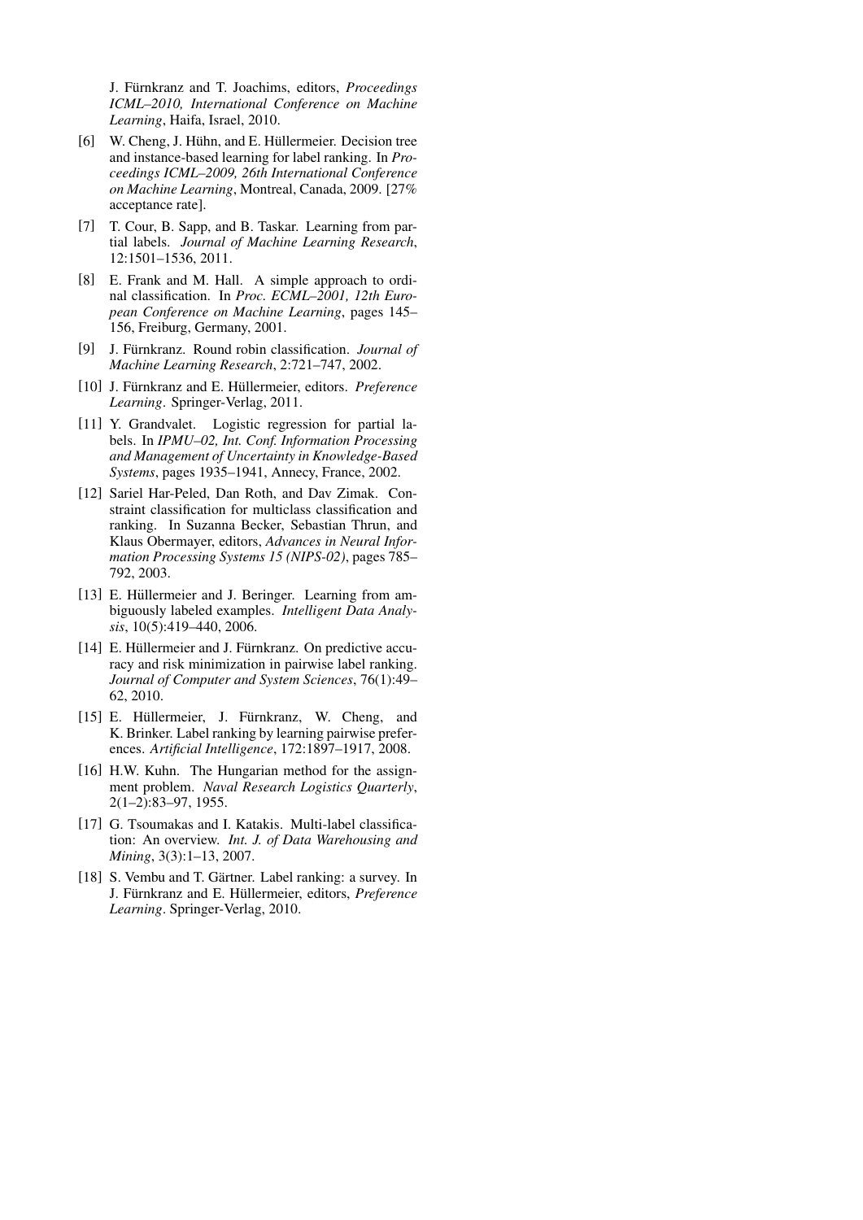J. Fürnkranz and T. Joachims, editors, *Proceedings ICML–2010, International Conference on Machine Learning*, Haifa, Israel, 2010.

[6] W. Cheng, J. Hühn, and E. Hüllermeier. Decision tree and instance-based learning for label ranking. In *Proceedings ICML–2009, 26th International Conference on Machine Learning*, Montreal, Canada, 2009. [27% acceptance rate].

[7] T. Cour, B. Sapp, and B. Taskar. Learning from partial labels. *Journal of Machine Learning Research*, 12:1501–1536, 2011.

[8] E. Frank and M. Hall. A simple approach to ordinal classification. In *Proc. ECML–2001, 12th European Conference on Machine Learning*, pages 145–156, Freiburg, Germany, 2001.

[9] J. Fürnkranz. Round robin classification. *Journal of Machine Learning Research*, 2:721–747, 2002.

[10] J. Fürnkranz and E. Hüllermeier, editors. *Preference Learning*. Springer-Verlag, 2011.

[11] Y. Grandvalet. Logistic regression for partial labels. In *IPMU–02, Int. Conf. Information Processing and Management of Uncertainty in Knowledge-Based Systems*, pages 1935–1941, Annecy, France, 2002.

[12] Sariel Har-Peled, Dan Roth, and Dav Zimak. Constraint classification for multiclass classification and ranking. In Suzanna Becker, Sebastian Thrun, and Klaus Obermayer, editors, *Advances in Neural Information Processing Systems 15 (NIPS-02)*, pages 785–792, 2003.

[13] E. Hüllermeier and J. Beringer. Learning from ambiguously labeled examples. *Intelligent Data Analysis*, 10(5):419–440, 2006.

[14] E. Hüllermeier and J. Fürnkranz. On predictive accuracy and risk minimization in pairwise label ranking. *Journal of Computer and System Sciences*, 76(1):49–62, 2010.

[15] E. Hüllermeier, J. Fürnkranz, W. Cheng, and K. Brinker. Label ranking by learning pairwise preferences. *Artificial Intelligence*, 172:1897–1917, 2008.

[16] H.W. Kuhn. The Hungarian method for the assignment problem. *Naval Research Logistics Quarterly*, 2(1–2):83–97, 1955.

[17] G. Tsoumakas and I. Katakis. Multi-label classification: An overview. *Int. J. of Data Warehousing and Mining*, 3(3):1–13, 2007.

[18] S. Vembu and T. Gärtner. Label ranking: a survey. In J. Fürnkranz and E. Hüllermeier, editors, *Preference Learning*. Springer-Verlag, 2010.